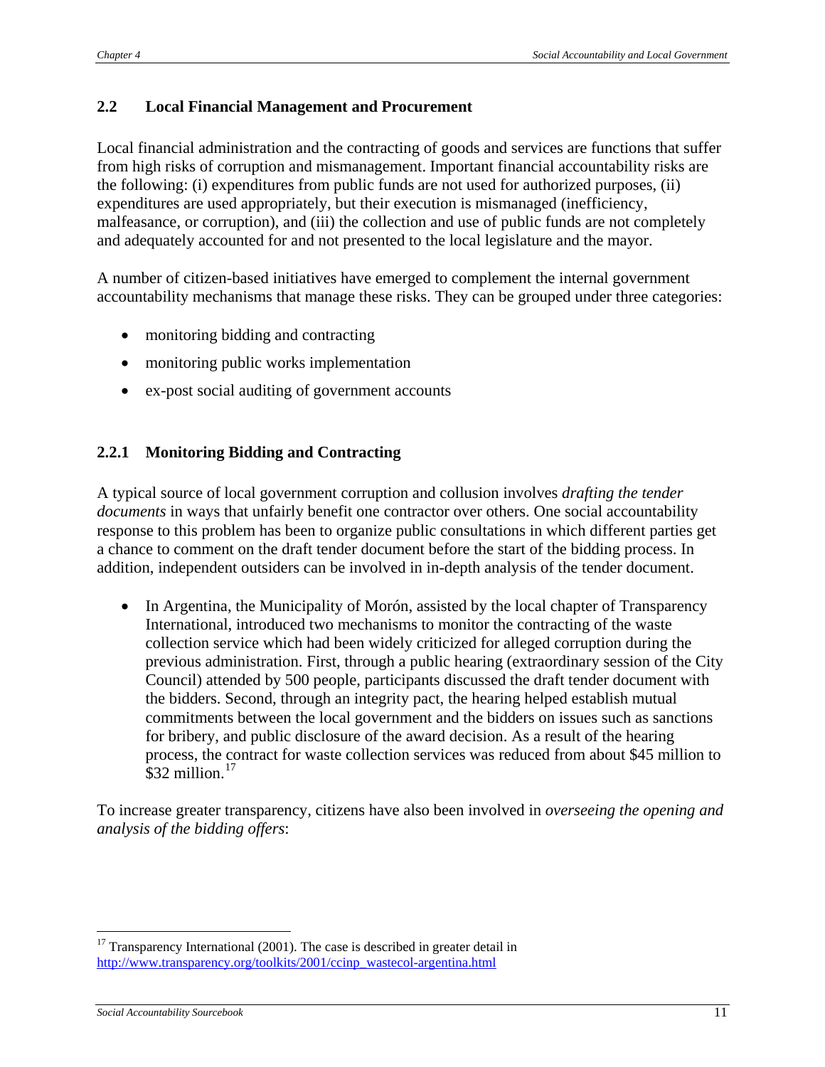## 2.2 Local Financial Management and Procurement

Local financial administration and the contracting of goods and services are functions that suffer from high risks of corruption and mismanagement. Important financial accountability risks are the following: (i) expenditures from public funds are not used for authorized purposes, (ii) expenditures are used appropriately, but their execution is mismanaged (inefficiency, malfeasance, or corruption), and (iii) the collection and use of public funds are not completely and adequately accounted for and not presented to the local legislature and the mayor.

A number of citizen-based initiatives have emerged to complement the internal government accountability mechanisms that manage these risks. They can be grouped under three categories:

- monitoring bidding and contracting
- monitoring public works implementation
- ex-post social auditing of government accounts

### 2.2.1 Monitoring Bidding and Contracting

A typical source of local government corruption and collusion involves *drafting the tender documents* in ways that unfairly benefit one contractor over others. One social accountability response to this problem has been to organize public consultations in which different parties get a chance to comment on the draft tender document before the start of the bidding process. In addition, independent outsiders can be involved in in-depth analysis of the tender document.

- In Argentina, the Municipality of Morón, assisted by the local chapter of Transparency International, introduced two mechanisms to monitor the contracting of the waste collection service which had been widely criticized for alleged corruption during the previous administration. First, through a public hearing (extraordinary session of the City Council) attended by 500 people, participants discussed the draft tender document with the bidders. Second, through an integrity pact, the hearing helped establish mutual commitments between the local government and the bidders on issues such as sanctions for bribery, and public disclosure of the award decision. As a result of the hearing process, the contract for waste collection services was reduced from about $45 million to $32 million.[17]

To increase greater transparency, citizens have also been involved in *overseeing the opening and analysis of the bidding offers*:

---

[17] Transparency International (2001). The case is described in greater detail in http://www.transparency.org/toolkits/2001/ccinp_wastecol-argentina.html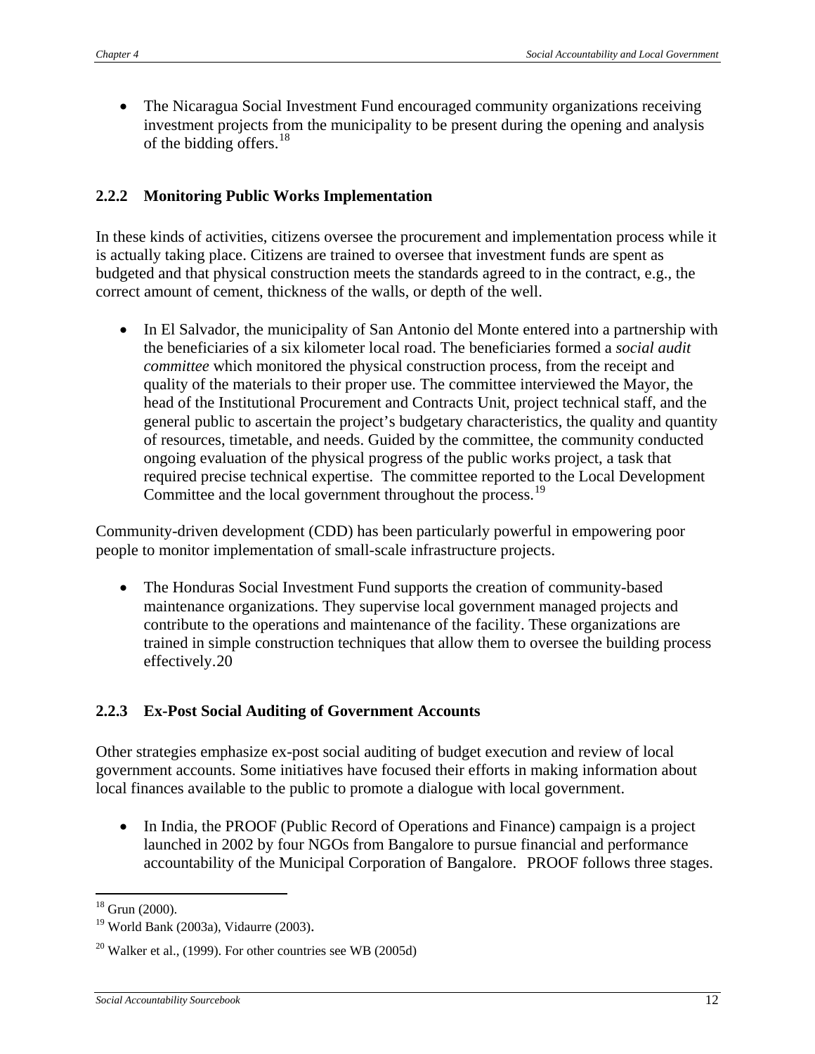- The Nicaragua Social Investment Fund encouraged community organizations receiving investment projects from the municipality to be present during the opening and analysis of the bidding offers.[18]

### 2.2.2 Monitoring Public Works Implementation

In these kinds of activities, citizens oversee the procurement and implementation process while it is actually taking place. Citizens are trained to oversee that investment funds are spent as budgeted and that physical construction meets the standards agreed to in the contract, e.g., the correct amount of cement, thickness of the walls, or depth of the well.

- In El Salvador, the municipality of San Antonio del Monte entered into a partnership with the beneficiaries of a six kilometer local road. The beneficiaries formed a *social audit committee* which monitored the physical construction process, from the receipt and quality of the materials to their proper use. The committee interviewed the Mayor, the head of the Institutional Procurement and Contracts Unit, project technical staff, and the general public to ascertain the project's budgetary characteristics, the quality and quantity of resources, timetable, and needs. Guided by the committee, the community conducted ongoing evaluation of the physical progress of the public works project, a task that required precise technical expertise. The committee reported to the Local Development Committee and the local government throughout the process.[19]

Community-driven development (CDD) has been particularly powerful in empowering poor people to monitor implementation of small-scale infrastructure projects.

- The Honduras Social Investment Fund supports the creation of community-based maintenance organizations. They supervise local government managed projects and contribute to the operations and maintenance of the facility. These organizations are trained in simple construction techniques that allow them to oversee the building process effectively.20

### 2.2.3 Ex-Post Social Auditing of Government Accounts

Other strategies emphasize ex-post social auditing of budget execution and review of local government accounts. Some initiatives have focused their efforts in making information about local finances available to the public to promote a dialogue with local government.

- In India, the PROOF (Public Record of Operations and Finance) campaign is a project launched in 2002 by four NGOs from Bangalore to pursue financial and performance accountability of the Municipal Corporation of Bangalore. PROOF follows three stages.

---

[18] Grun (2000).

[19] World Bank (2003a), Vidaurre (2003).

[20] Walker et al., (1999). For other countries see WB (2005d)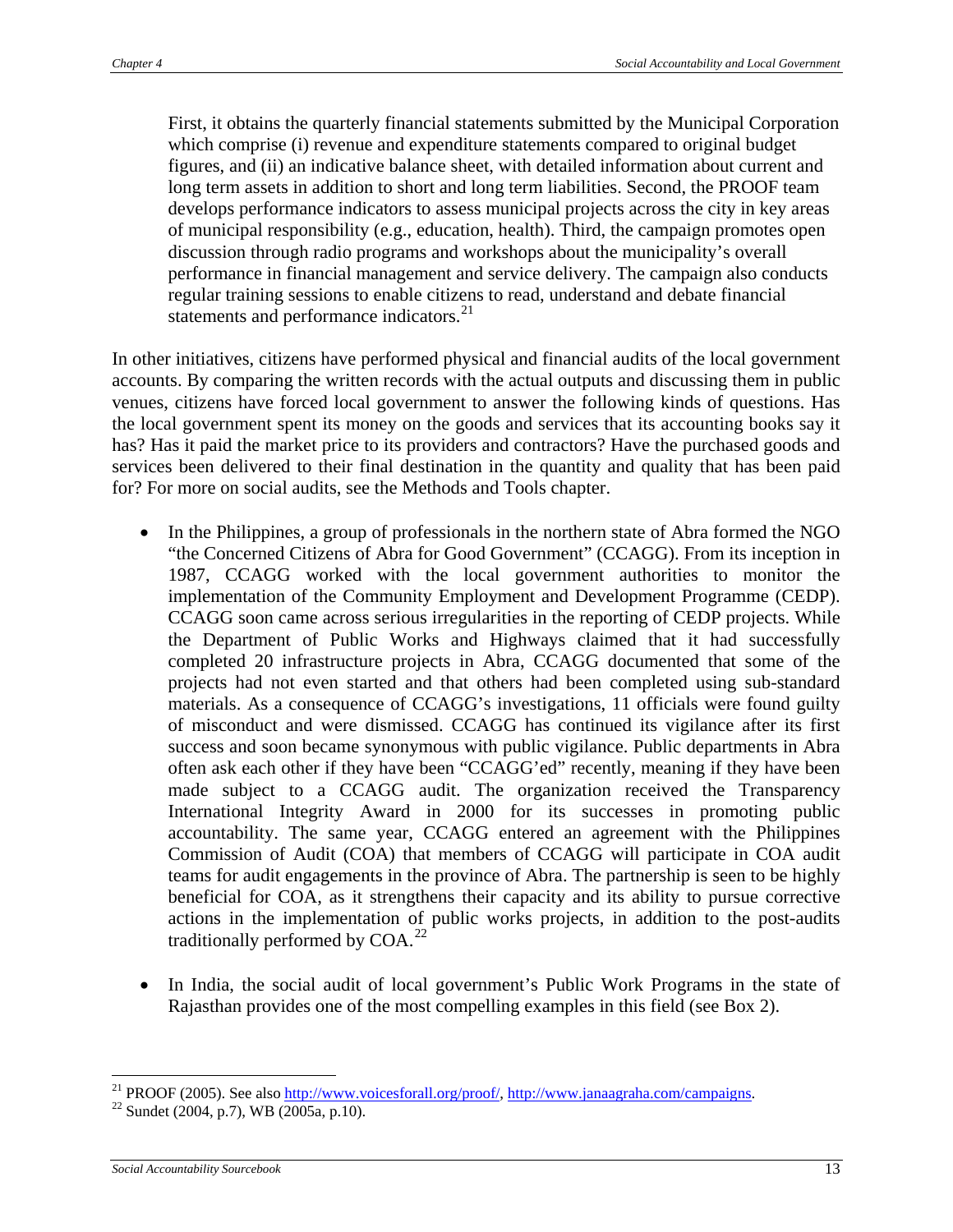First, it obtains the quarterly financial statements submitted by the Municipal Corporation which comprise (i) revenue and expenditure statements compared to original budget figures, and (ii) an indicative balance sheet, with detailed information about current and long term assets in addition to short and long term liabilities. Second, the PROOF team develops performance indicators to assess municipal projects across the city in key areas of municipal responsibility (e.g., education, health). Third, the campaign promotes open discussion through radio programs and workshops about the municipality's overall performance in financial management and service delivery. The campaign also conducts regular training sessions to enable citizens to read, understand and debate financial statements and performance indicators.[21]

In other initiatives, citizens have performed physical and financial audits of the local government accounts. By comparing the written records with the actual outputs and discussing them in public venues, citizens have forced local government to answer the following kinds of questions. Has the local government spent its money on the goods and services that its accounting books say it has? Has it paid the market price to its providers and contractors? Have the purchased goods and services been delivered to their final destination in the quantity and quality that has been paid for? For more on social audits, see the Methods and Tools chapter.

- In the Philippines, a group of professionals in the northern state of Abra formed the NGO "the Concerned Citizens of Abra for Good Government" (CCAGG). From its inception in 1987, CCAGG worked with the local government authorities to monitor the implementation of the Community Employment and Development Programme (CEDP). CCAGG soon came across serious irregularities in the reporting of CEDP projects. While the Department of Public Works and Highways claimed that it had successfully completed 20 infrastructure projects in Abra, CCAGG documented that some of the projects had not even started and that others had been completed using sub-standard materials. As a consequence of CCAGG's investigations, 11 officials were found guilty of misconduct and were dismissed. CCAGG has continued its vigilance after its first success and soon became synonymous with public vigilance. Public departments in Abra often ask each other if they have been "CCAGG'ed" recently, meaning if they have been made subject to a CCAGG audit. The organization received the Transparency International Integrity Award in 2000 for its successes in promoting public accountability. The same year, CCAGG entered an agreement with the Philippines Commission of Audit (COA) that members of CCAGG will participate in COA audit teams for audit engagements in the province of Abra. The partnership is seen to be highly beneficial for COA, as it strengthens their capacity and its ability to pursue corrective actions in the implementation of public works projects, in addition to the post-audits traditionally performed by COA.[22]

- In India, the social audit of local government's Public Work Programs in the state of Rajasthan provides one of the most compelling examples in this field (see Box 2).

---

[21] PROOF (2005). See also http://www.voicesforall.org/proof/, http://www.janaagraha.com/campaigns.

[22] Sundet (2004, p.7), WB (2005a, p.10).